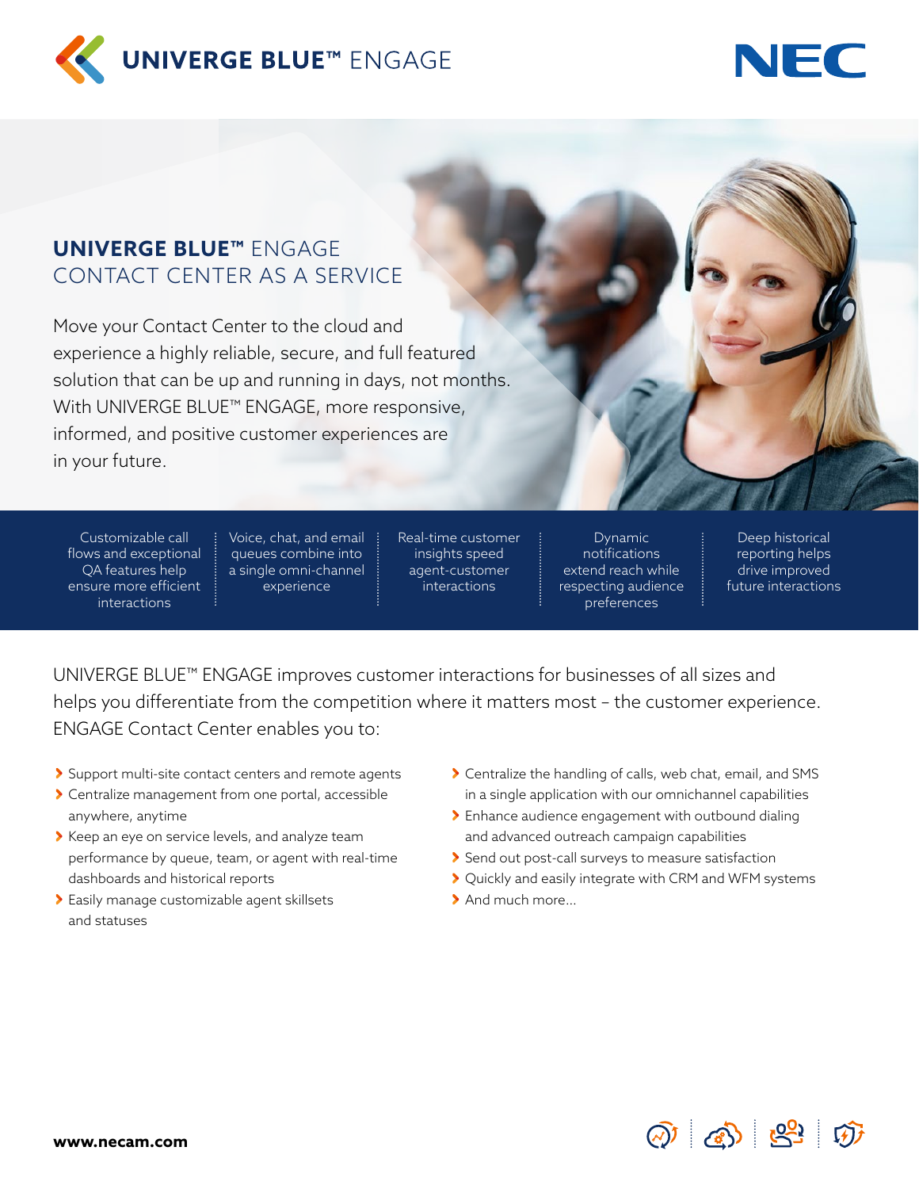**UNIVERGE BLUE™** ENGAGE

# UNIVERGE BLUE™ ENGAGE CONTACT CENTER AS A SERVICE

Move your Contact Center to the cloud and experience a highly reliable, secure, and full featured solution that can be up and running in days, not months. With UNIVERGE BLUE™ ENGAGE, more responsive, informed, and positive customer experiences are in your future.

- Customizable call flows and exceptional QA features help ensure more efficient interactions
- Voice, chat, and email queues combine into a single omni-channel experience
- Real-time customer insights speed agent-customer interactions
- Dynamic notifications extend reach while respecting audience preferences
- Deep historical reporting helps drive improved future interactions

UNIVERGE BLUE™ ENGAGE improves customer interactions for businesses of all sizes and helps you differentiate from the competition where it matters most – the customer experience. ENGAGE Contact Center enables you to:

- Support multi-site contact centers and remote agents
- Centralize management from one portal, accessible anywhere, anytime
- Keep an eye on service levels, and analyze team performance by queue, team, or agent with real-time dashboards and historical reports
- Easily manage customizable agent skillsets and statuses
- Centralize the handling of calls, web chat, email, and SMS in a single application with our omnichannel capabilities
- Enhance audience engagement with outbound dialing and advanced outreach campaign capabilities
- Send out post-call surveys to measure satisfaction
- Quickly and easily integrate with CRM and WFM systems
- And much more...

**www.necam.com**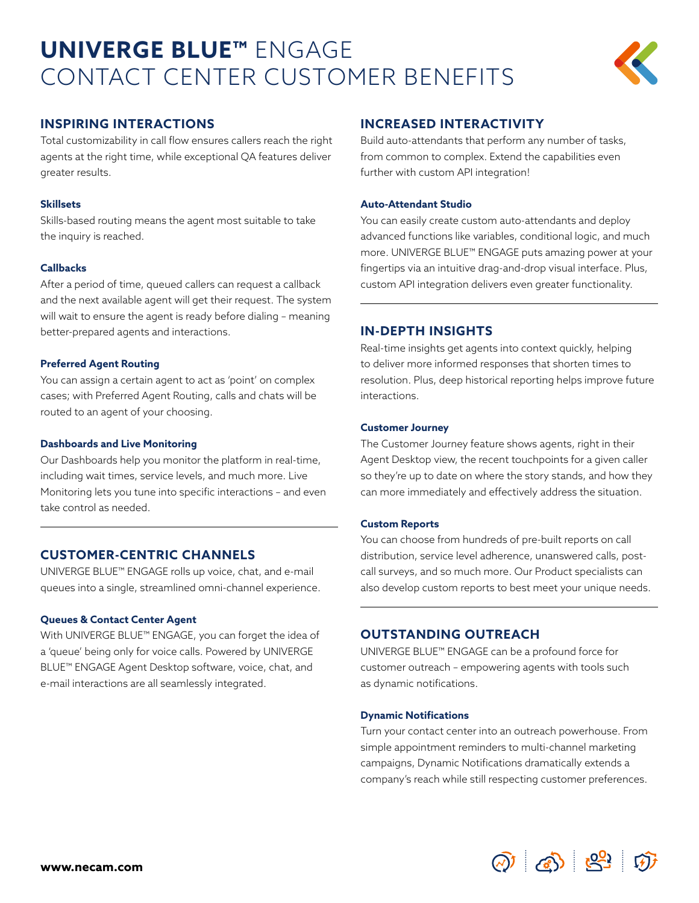# **UNIVERGE BLUE™** ENGAGE CONTACT CENTER CUSTOMER BENEFITS

## INSPIRING INTERACTIONS

Total customizability in call flow ensures callers reach the right agents at the right time, while exceptional QA features deliver greater results.

### Skillsets

Skills-based routing means the agent most suitable to take the inquiry is reached.

### Callbacks

After a period of time, queued callers can request a callback and the next available agent will get their request. The system will wait to ensure the agent is ready before dialing – meaning better-prepared agents and interactions.

### Preferred Agent Routing

You can assign a certain agent to act as 'point' on complex cases; with Preferred Agent Routing, calls and chats will be routed to an agent of your choosing.

### Dashboards and Live Monitoring

Our Dashboards help you monitor the platform in real-time, including wait times, service levels, and much more. Live Monitoring lets you tune into specific interactions – and even take control as needed.

## CUSTOMER-CENTRIC CHANNELS

UNIVERGE BLUE™ ENGAGE rolls up voice, chat, and e-mail queues into a single, streamlined omni-channel experience.

### Queues & Contact Center Agent

With UNIVERGE BLUE™ ENGAGE, you can forget the idea of a 'queue' being only for voice calls. Powered by UNIVERGE BLUE™ ENGAGE Agent Desktop software, voice, chat, and e-mail interactions are all seamlessly integrated.

## INCREASED INTERACTIVITY

Build auto-attendants that perform any number of tasks, from common to complex. Extend the capabilities even further with custom API integration!

### Auto-Attendant Studio

You can easily create custom auto-attendants and deploy advanced functions like variables, conditional logic, and much more. UNIVERGE BLUE™ ENGAGE puts amazing power at your fingertips via an intuitive drag-and-drop visual interface. Plus, custom API integration delivers even greater functionality.

## IN-DEPTH INSIGHTS

Real-time insights get agents into context quickly, helping to deliver more informed responses that shorten times to resolution. Plus, deep historical reporting helps improve future interactions.

### Customer Journey

The Customer Journey feature shows agents, right in their Agent Desktop view, the recent touchpoints for a given caller so they're up to date on where the story stands, and how they can more immediately and effectively address the situation.

### Custom Reports

You can choose from hundreds of pre-built reports on call distribution, service level adherence, unanswered calls, post-call surveys, and so much more. Our Product specialists can also develop custom reports to best meet your unique needs.

## OUTSTANDING OUTREACH

UNIVERGE BLUE™ ENGAGE can be a profound force for customer outreach – empowering agents with tools such as dynamic notifications.

### Dynamic Notifications

Turn your contact center into an outreach powerhouse. From simple appointment reminders to multi-channel marketing campaigns, Dynamic Notifications dramatically extends a company's reach while still respecting customer preferences.

**www.necam.com**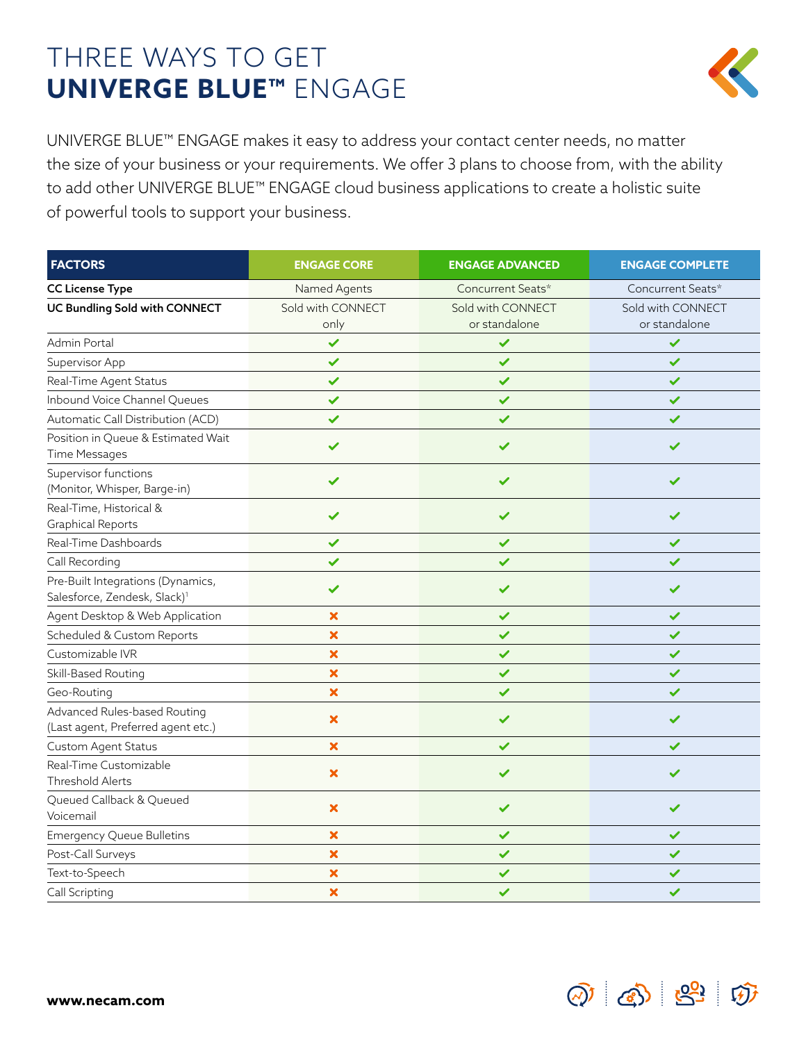# THREE WAYS TO GET **UNIVERGE BLUE™** ENGAGE

UNIVERGE BLUE™ ENGAGE makes it easy to address your contact center needs, no matter the size of your business or your requirements. We offer 3 plans to choose from, with the ability to add other UNIVERGE BLUE™ ENGAGE cloud business applications to create a holistic suite of powerful tools to support your business.

| FACTORS | ENGAGE CORE | ENGAGE ADVANCED | ENGAGE COMPLETE |
|---|---|---|---|
| **CC License Type** | Named Agents | Concurrent Seats* | Concurrent Seats* |
| **UC Bundling Sold with CONNECT** | Sold with CONNECT only | Sold with CONNECT or standalone | Sold with CONNECT or standalone |
| Admin Portal | ✔ | ✔ | ✔ |
| Supervisor App | ✔ | ✔ | ✔ |
| Real-Time Agent Status | ✔ | ✔ | ✔ |
| Inbound Voice Channel Queues | ✔ | ✔ | ✔ |
| Automatic Call Distribution (ACD) | ✔ | ✔ | ✔ |
| Position in Queue & Estimated Wait Time Messages | ✔ | ✔ | ✔ |
| Supervisor functions (Monitor, Whisper, Barge-in) | ✔ | ✔ | ✔ |
| Real-Time, Historical & Graphical Reports | ✔ | ✔ | ✔ |
| Real-Time Dashboards | ✔ | ✔ | ✔ |
| Call Recording | ✔ | ✔ | ✔ |
| Pre-Built Integrations (Dynamics, Salesforce, Zendesk, Slack)[1] | ✔ | ✔ | ✔ |
| Agent Desktop & Web Application | ✘ | ✔ | ✔ |
| Scheduled & Custom Reports | ✘ | ✔ | ✔ |
| Customizable IVR | ✘ | ✔ | ✔ |
| Skill-Based Routing | ✘ | ✔ | ✔ |
| Geo-Routing | ✘ | ✔ | ✔ |
| Advanced Rules-based Routing (Last agent, Preferred agent etc.) | ✘ | ✔ | ✔ |
| Custom Agent Status | ✘ | ✔ | ✔ |
| Real-Time Customizable Threshold Alerts | ✘ | ✔ | ✔ |
| Queued Callback & Queued Voicemail | ✘ | ✔ | ✔ |
| Emergency Queue Bulletins | ✘ | ✔ | ✔ |
| Post-Call Surveys | ✘ | ✔ | ✔ |
| Text-to-Speech | ✘ | ✔ | ✔ |
| Call Scripting | ✘ | ✔ | ✔ |

**www.necam.com**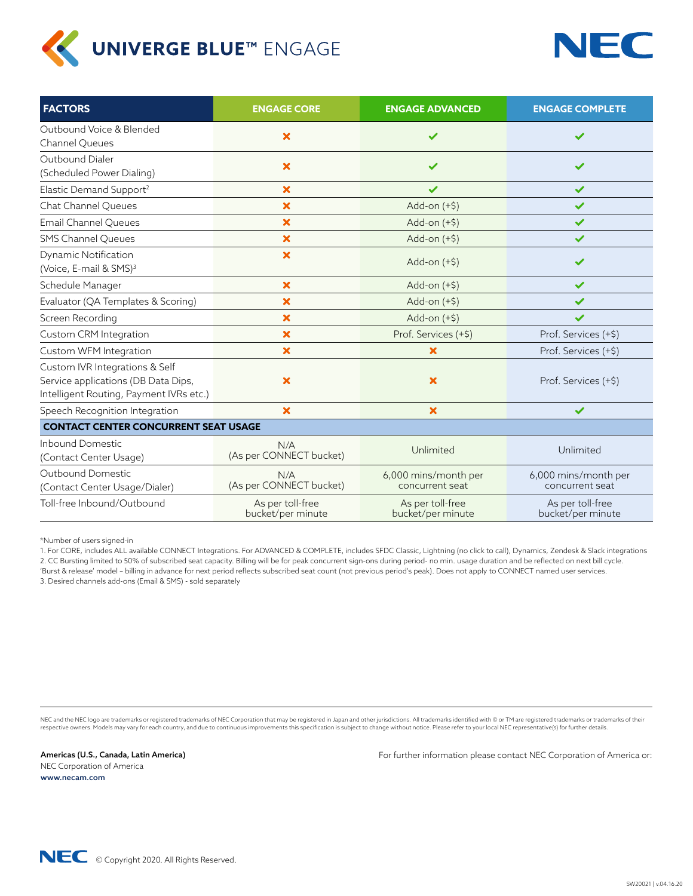# UNIVERGE BLUE™ ENGAGE

| FACTORS | ENGAGE CORE | ENGAGE ADVANCED | ENGAGE COMPLETE |
| --- | --- | --- | --- |
| Outbound Voice & Blended Channel Queues | ✗ | ✓ | ✓ |
| Outbound Dialer (Scheduled Power Dialing) | ✗ | ✓ | ✓ |
| Elastic Demand Support[2] | ✗ | ✓ | ✓ |
| Chat Channel Queues | ✗ | Add-on (+$) | ✓ |
| Email Channel Queues | ✗ | Add-on (+$) | ✓ |
| SMS Channel Queues | ✗ | Add-on (+$) | ✓ |
| Dynamic Notification (Voice, E-mail & SMS)[3] | ✗ | Add-on (+$) | ✓ |
| Schedule Manager | ✗ | Add-on (+$) | ✓ |
| Evaluator (QA Templates & Scoring) | ✗ | Add-on (+$) | ✓ |
| Screen Recording | ✗ | Add-on (+$) | ✓ |
| Custom CRM Integration | ✗ | Prof. Services (+$) | Prof. Services (+$) |
| Custom WFM Integration | ✗ | ✗ | Prof. Services (+$) |
| Custom IVR Integrations & Self Service applications (DB Data Dips, Intelligent Routing, Payment IVRs etc.) | ✗ | ✗ | Prof. Services (+$) |
| Speech Recognition Integration | ✗ | ✗ | ✓ |
| **CONTACT CENTER CONCURRENT SEAT USAGE** | | | |
| Inbound Domestic (Contact Center Usage) | N/A (As per CONNECT bucket) | Unlimited | Unlimited |
| Outbound Domestic (Contact Center Usage/Dialer) | N/A (As per CONNECT bucket) | 6,000 mins/month per concurrent seat | 6,000 mins/month per concurrent seat |
| Toll-free Inbound/Outbound | As per toll-free bucket/per minute | As per toll-free bucket/per minute | As per toll-free bucket/per minute |

*Number of users signed-in

1. For CORE, includes ALL available CONNECT Integrations. For ADVANCED & COMPLETE, includes SFDC Classic, Lightning (no click to call), Dynamics, Zendesk & Slack integrations
2. CC Bursting limited to 50% of subscribed seat capacity. Billing will be for peak concurrent sign-ons during period- no min. usage duration and be reflected on next bill cycle. 'Burst & release' model – billing in advance for next period reflects subscribed seat count (not previous period's peak). Does not apply to CONNECT named user services.
3. Desired channels add-ons (Email & SMS) - sold separately

NEC and the NEC logo are trademarks or registered trademarks of NEC Corporation that may be registered in Japan and other jurisdictions. All trademarks identified with © or TM are registered trademarks or trademarks of their respective owners. Models may vary for each country, and due to continuous improvements this specification is subject to change without notice. Please refer to your local NEC representative(s) for further details.

**Americas (U.S., Canada, Latin America)**
NEC Corporation of America
**www.necam.com**

For further information please contact NEC Corporation of America or:

© Copyright 2020. All Rights Reserved.

SW20021 | v.04.16.20